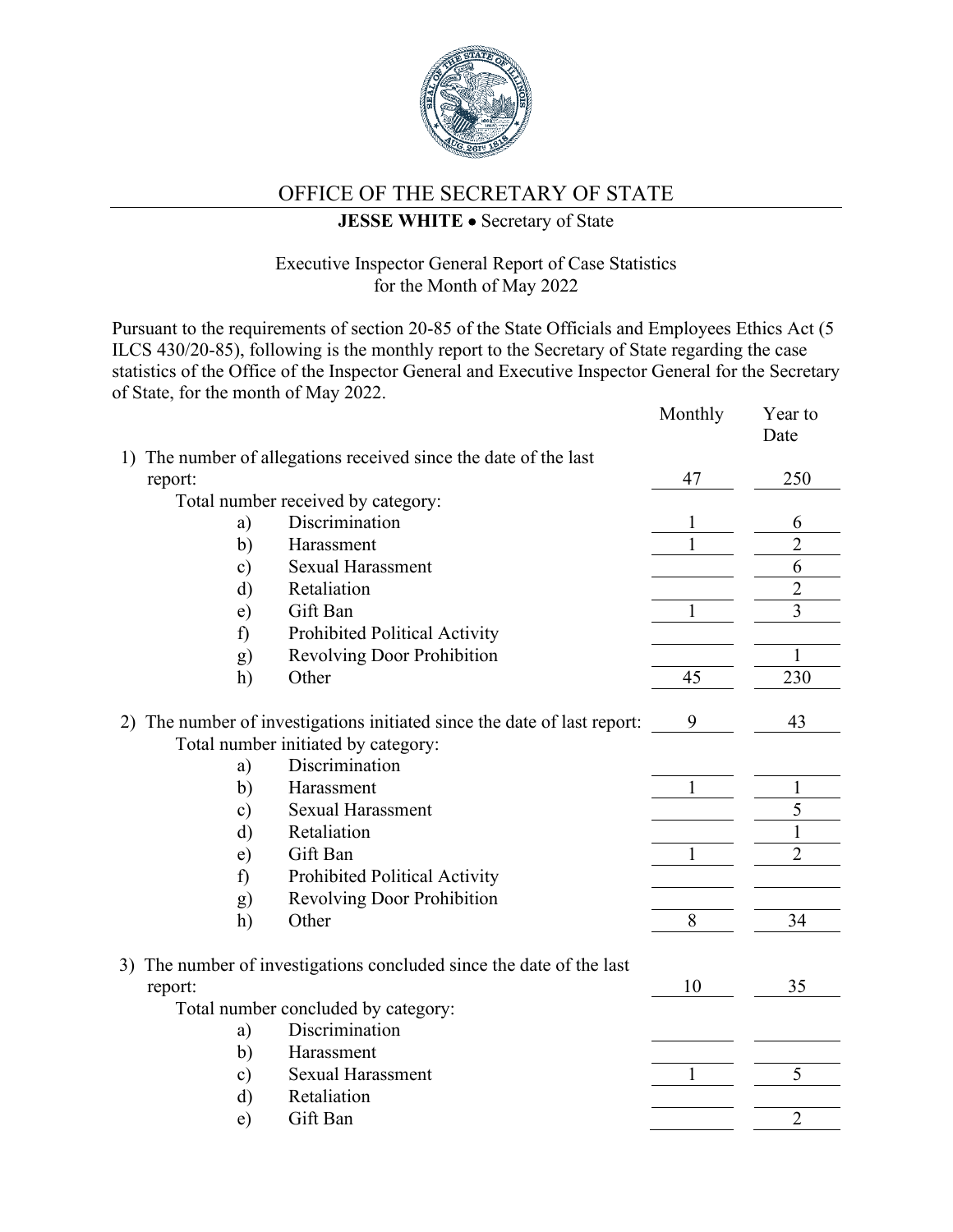# OFFICE OF THE SECRETARY OF STATE

**JESSE WHITE** • Secretary of State

Executive Inspector General Report of Case Statistics
for the Month of May 2022

Pursuant to the requirements of section 20-85 of the State Officials and Employees Ethics Act (5 ILCS 430/20-85), following is the monthly report to the Secretary of State regarding the case statistics of the Office of the Inspector General and Executive Inspector General for the Secretary of State, for the month of May 2022.

| | Monthly | Year to Date |
|---|---|---|
| 1) The number of allegations received since the date of the last report: | 47 | 250 |
| Total number received by category: | | |
| a) Discrimination | 1 | 6 |
| b) Harassment | 1 | 2 |
| c) Sexual Harassment | | 6 |
| d) Retaliation | | 2 |
| e) Gift Ban | 1 | 3 |
| f) Prohibited Political Activity | | |
| g) Revolving Door Prohibition | | 1 |
| h) Other | 45 | 230 |
| 2) The number of investigations initiated since the date of last report: | 9 | 43 |
| Total number initiated by category: | | |
| a) Discrimination | | |
| b) Harassment | 1 | 1 |
| c) Sexual Harassment | | 5 |
| d) Retaliation | | 1 |
| e) Gift Ban | 1 | 2 |
| f) Prohibited Political Activity | | |
| g) Revolving Door Prohibition | | |
| h) Other | 8 | 34 |
| 3) The number of investigations concluded since the date of the last report: | 10 | 35 |
| Total number concluded by category: | | |
| a) Discrimination | | |
| b) Harassment | | |
| c) Sexual Harassment | 1 | 5 |
| d) Retaliation | | |
| e) Gift Ban | | 2 |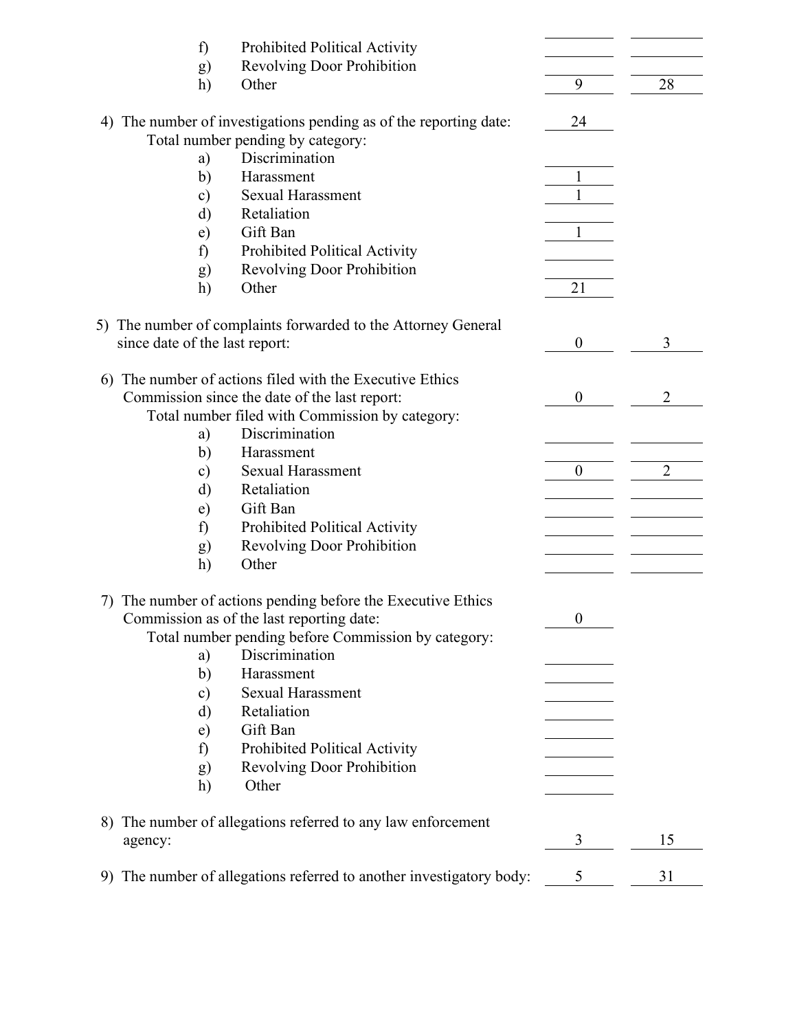| | | | |
|---|---|---|---|
| f) | Prohibited Political Activity | | |
| g) | Revolving Door Prohibition | | |
| h) | Other | 9 | 28 |

4) The number of investigations pending as of the reporting date: 24

Total number pending by category:

| | | |
|---|---|---|
| a) | Discrimination | |
| b) | Harassment | 1 |
| c) | Sexual Harassment | 1 |
| d) | Retaliation | |
| e) | Gift Ban | 1 |
| f) | Prohibited Political Activity | |
| g) | Revolving Door Prohibition | |
| h) | Other | 21 |

| | | |
|---|---|---|
| 5) The number of complaints forwarded to the Attorney General since date of the last report: | 0 | 3 |
| 6) The number of actions filed with the Executive Ethics Commission since the date of the last report: | 0 | 2 |

Total number filed with Commission by category:

| | | | |
|---|---|---|---|
| a) | Discrimination | | |
| b) | Harassment | | |
| c) | Sexual Harassment | 0 | 2 |
| d) | Retaliation | | |
| e) | Gift Ban | | |
| f) | Prohibited Political Activity | | |
| g) | Revolving Door Prohibition | | |
| h) | Other | | |

7) The number of actions pending before the Executive Ethics Commission as of the last reporting date: 0

Total number pending before Commission by category:

| | | |
|---|---|---|
| a) | Discrimination | |
| b) | Harassment | |
| c) | Sexual Harassment | |
| d) | Retaliation | |
| e) | Gift Ban | |
| f) | Prohibited Political Activity | |
| g) | Revolving Door Prohibition | |
| h) | Other | |

| | | |
|---|---|---|
| 8) The number of allegations referred to any law enforcement agency: | 3 | 15 |
| 9) The number of allegations referred to another investigatory body: | 5 | 31 |